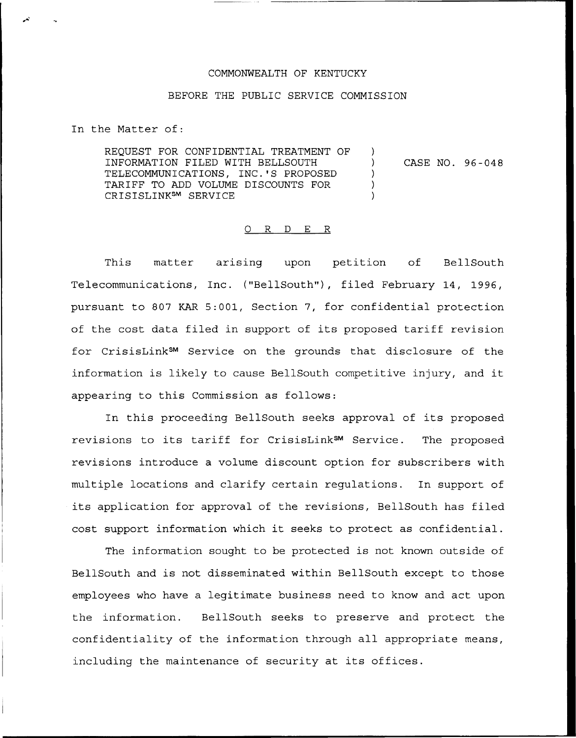COMMONWEALTH OF KENTUCKY

BEFORE THE PUBLIC SERVICE COMMISSION

In the Matter of:

REQUEST FOR CONFIDENTIAL TREATMENT OF INFORMATION FILED WITH BELLSOUTH TELECOMMUNICATIONS, INC.'S PROPOSED TARIFF TO ADD VOLUME DISCOUNTS FOR CRISISLINK℠ SERVICE ) CASE NO. 96-048

O R D E R

This matter arising upon petition of BellSouth Telecommunications, Inc. ("BellSouth"), filed February 14, 1996, pursuant to 807 KAR 5:001, Section 7, for confidential protection of the cost data filed in support of its proposed tariff revision for CrisisLink℠ Service on the grounds that disclosure of the information is likely to cause BellSouth competitive injury, and it appearing to this Commission as follows:

In this proceeding BellSouth seeks approval of its proposed revisions to its tariff for CrisisLink℠ Service. The proposed revisions introduce a volume discount option for subscribers with multiple locations and clarify certain regulations. In support of its application for approval of the revisions, BellSouth has filed cost support information which it seeks to protect as confidential.

The information sought to be protected is not known outside of BellSouth and is not disseminated within BellSouth except to those employees who have a legitimate business need to know and act upon the information. BellSouth seeks to preserve and protect the confidentiality of the information through all appropriate means, including the maintenance of security at its offices.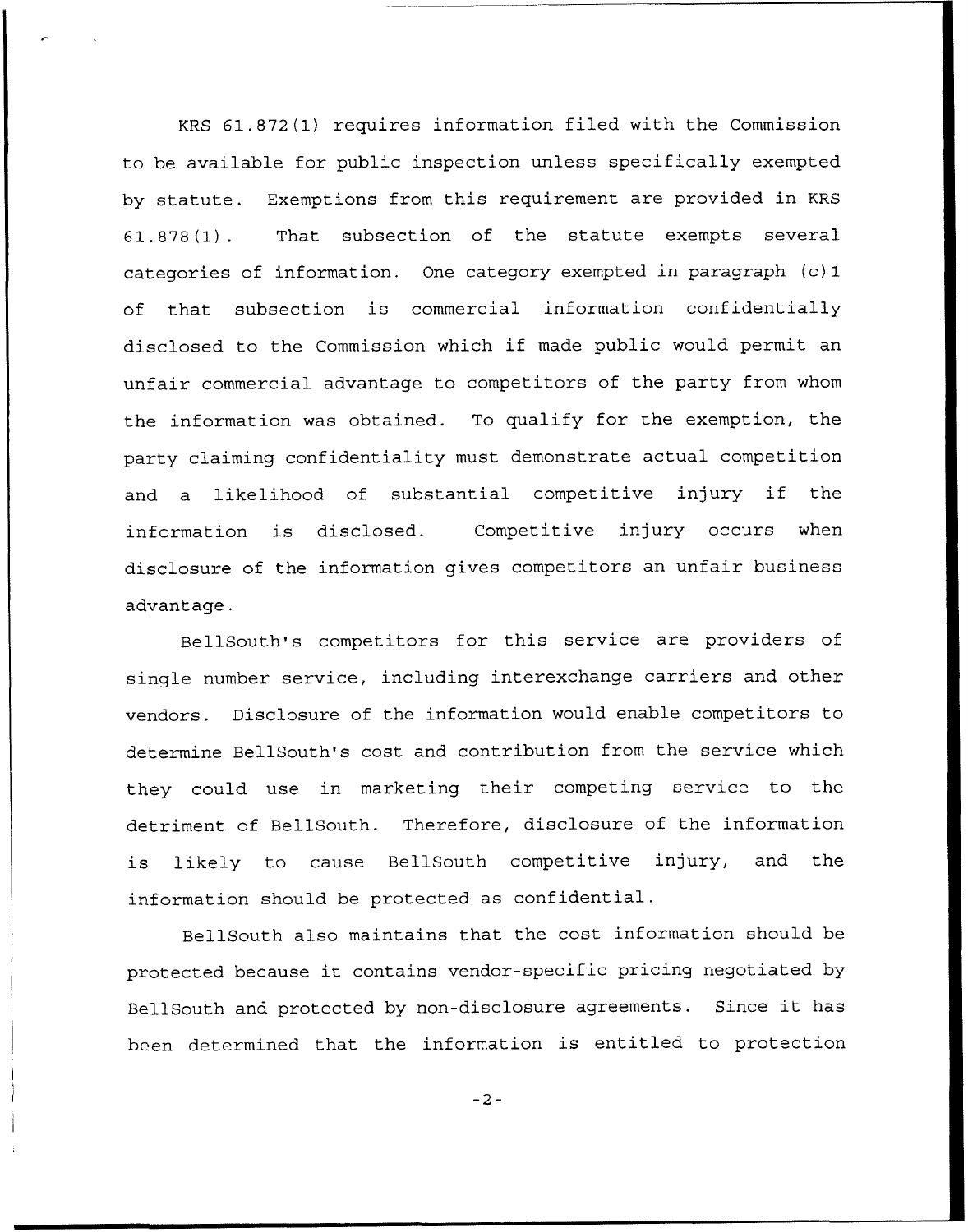KRS 61.872(1) requires information filed with the Commission to be available for public inspection unless specifically exempted by statute. Exemptions from this requirement are provided in KRS 61.878(1). That subsection of the statute exempts several categories of information. One category exempted in paragraph (c)1 of that subsection is commercial information confidentially disclosed to the Commission which if made public would permit an unfair commercial advantage to competitors of the party from whom the information was obtained. To qualify for the exemption, the party claiming confidentiality must demonstrate actual competition and a likelihood of substantial competitive injury if the information is disclosed. Competitive injury occurs when disclosure of the information gives competitors an unfair business advantage.

BellSouth's competitors for this service are providers of single number service, including interexchange carriers and other vendors. Disclosure of the information would enable competitors to determine BellSouth's cost and contribution from the service which they could use in marketing their competing service to the detriment of BellSouth. Therefore, disclosure of the information is likely to cause BellSouth competitive injury, and the information should be protected as confidential.

BellSouth also maintains that the cost information should be protected because it contains vendor-specific pricing negotiated by BellSouth and protected by non-disclosure agreements. Since it has been determined that the information is entitled to protection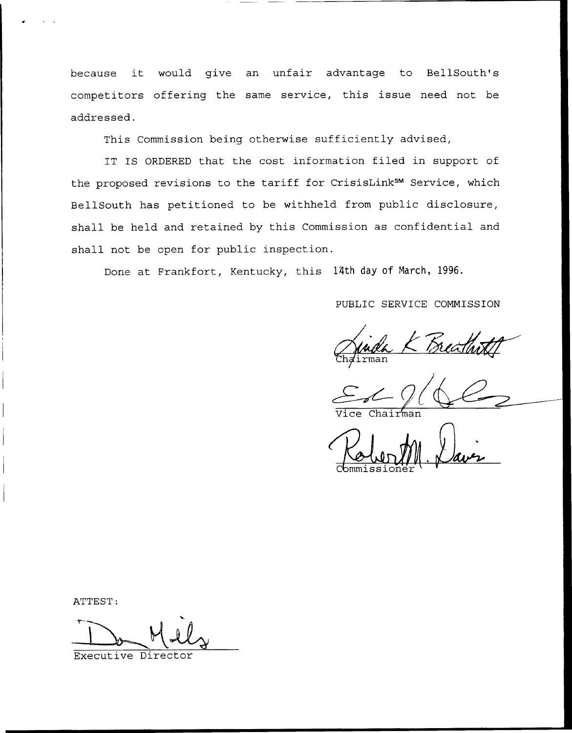because it would give an unfair advantage to BellSouth's competitors offering the same service, this issue need not be addressed.

This Commission being otherwise sufficiently advised,

IT IS ORDERED that the cost information filed in support of the proposed revisions to the tariff for CrisisLink℠ Service, which BellSouth has petitioned to be withheld from public disclosure, shall be held and retained by this Commission as confidential and shall not be open for public inspection.

Done at Frankfort, Kentucky, this 14th day of March, 1996.

PUBLIC SERVICE COMMISSION

Chairman

Vice Chairman

Commissioner

ATTEST:

Executive Director